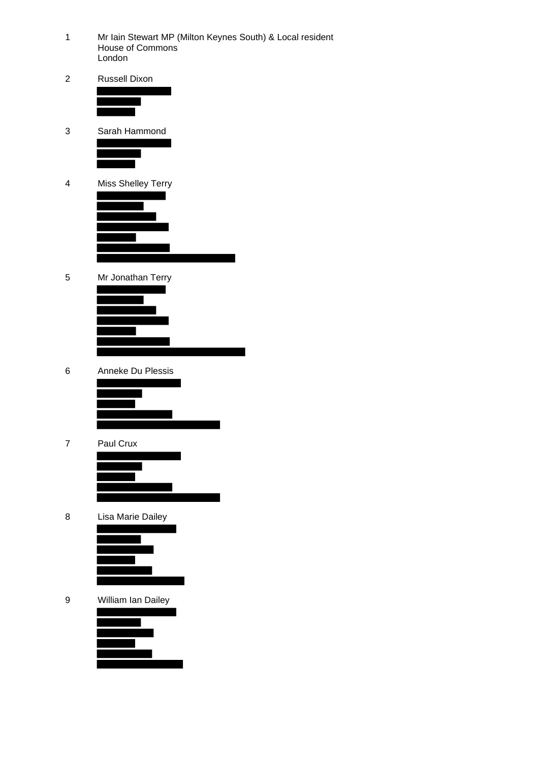1 Mr Iain Stewart MP (Milton Keynes South) & Local resident
House of Commons
London

2 Russell Dixon

3 Sarah Hammond

4 Miss Shelley Terry

5 Mr Jonathan Terry

6 Anneke Du Plessis

7 Paul Crux

8 Lisa Marie Dailey

9 William Ian Dailey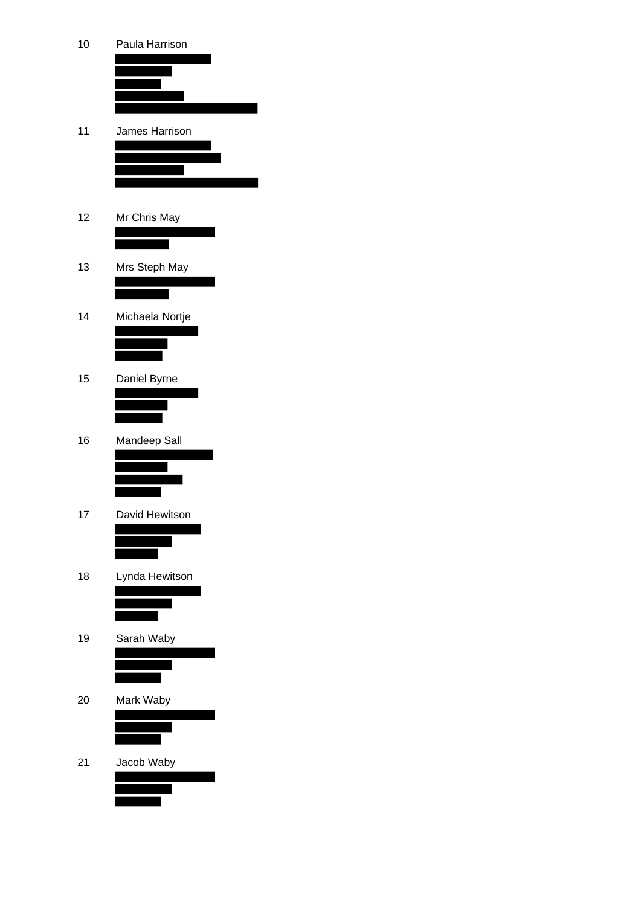10 Paula Harrison

11 James Harrison

12 Mr Chris May

13 Mrs Steph May

14 Michaela Nortje

15 Daniel Byrne

16 Mandeep Sall

17 David Hewitson

18 Lynda Hewitson

19 Sarah Waby

20 Mark Waby

21 Jacob Waby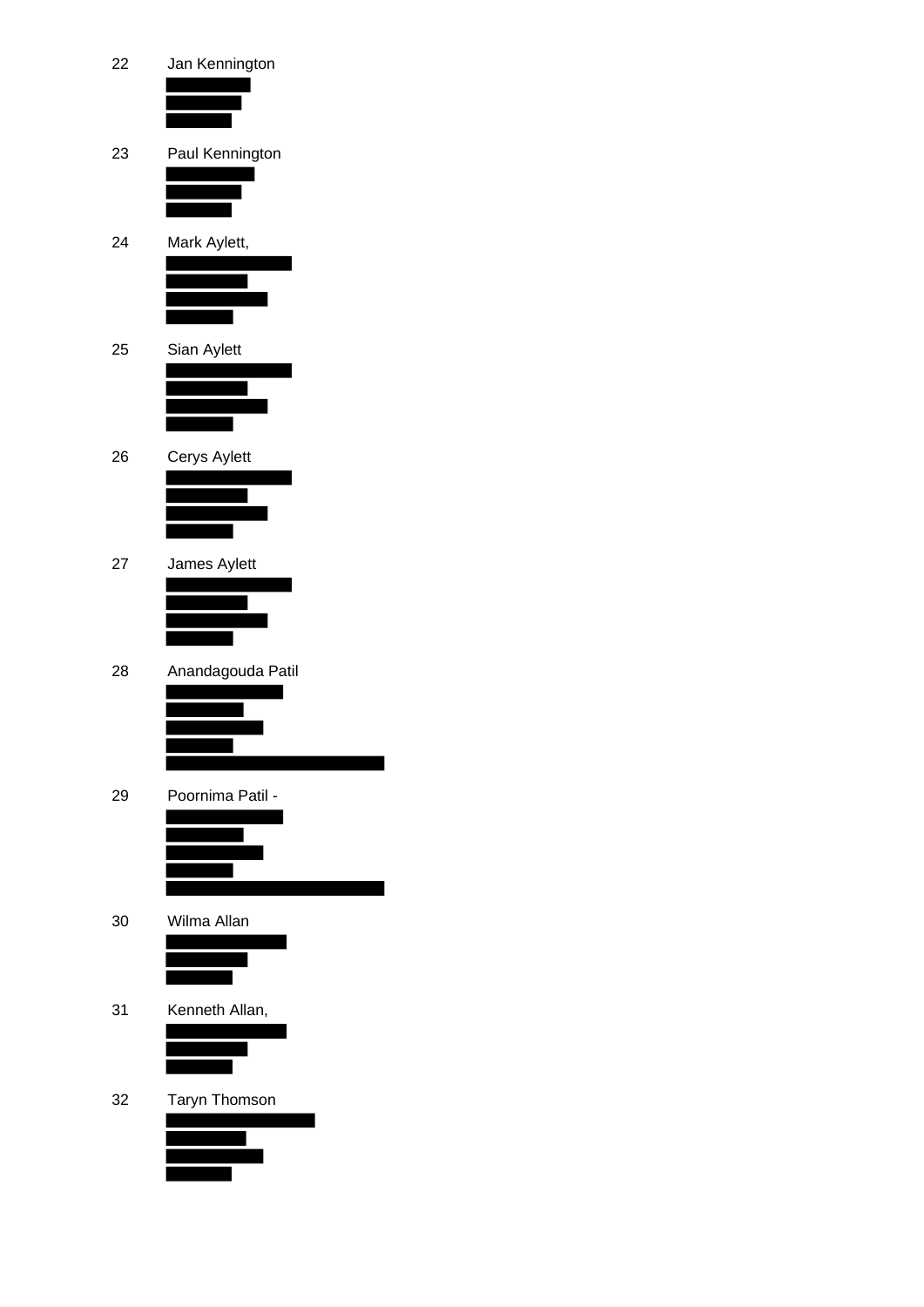22 Jan Kennington

23 Paul Kennington

24 Mark Aylett,

25 Sian Aylett

26 Cerys Aylett

27 James Aylett

28 Anandagouda Patil

29 Poornima Patil -

30 Wilma Allan

31 Kenneth Allan,

32 Taryn Thomson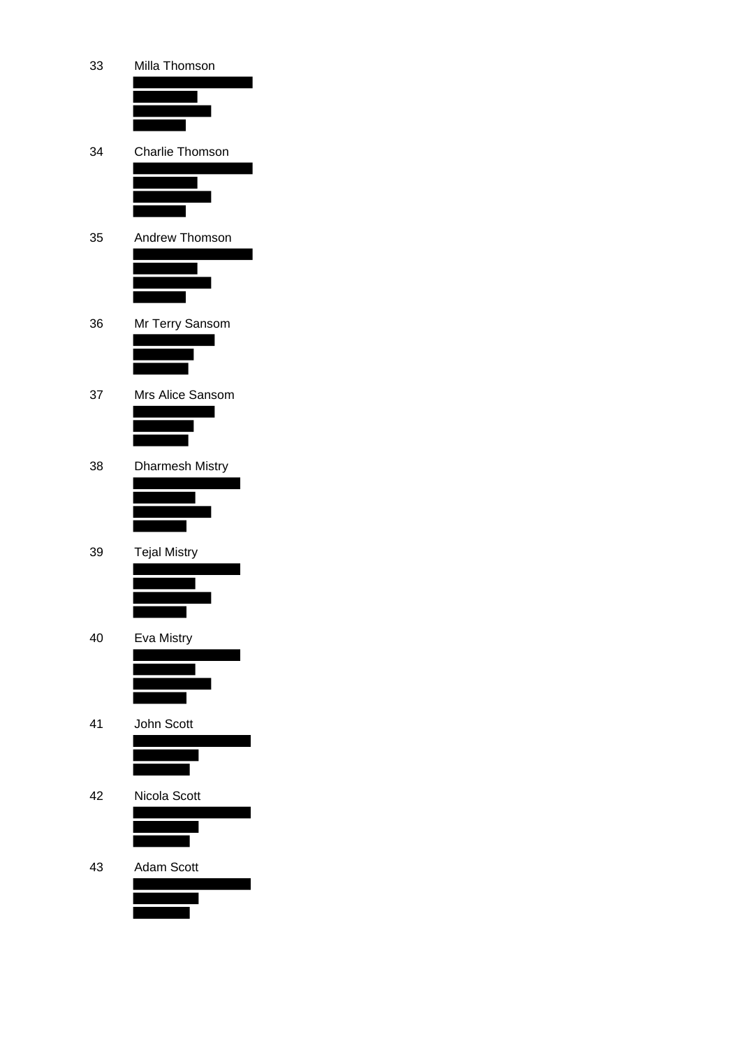33 Milla Thomson

34 Charlie Thomson

35 Andrew Thomson

36 Mr Terry Sansom

37 Mrs Alice Sansom

38 Dharmesh Mistry

39 Tejal Mistry

40 Eva Mistry

41 John Scott

42 Nicola Scott

43 Adam Scott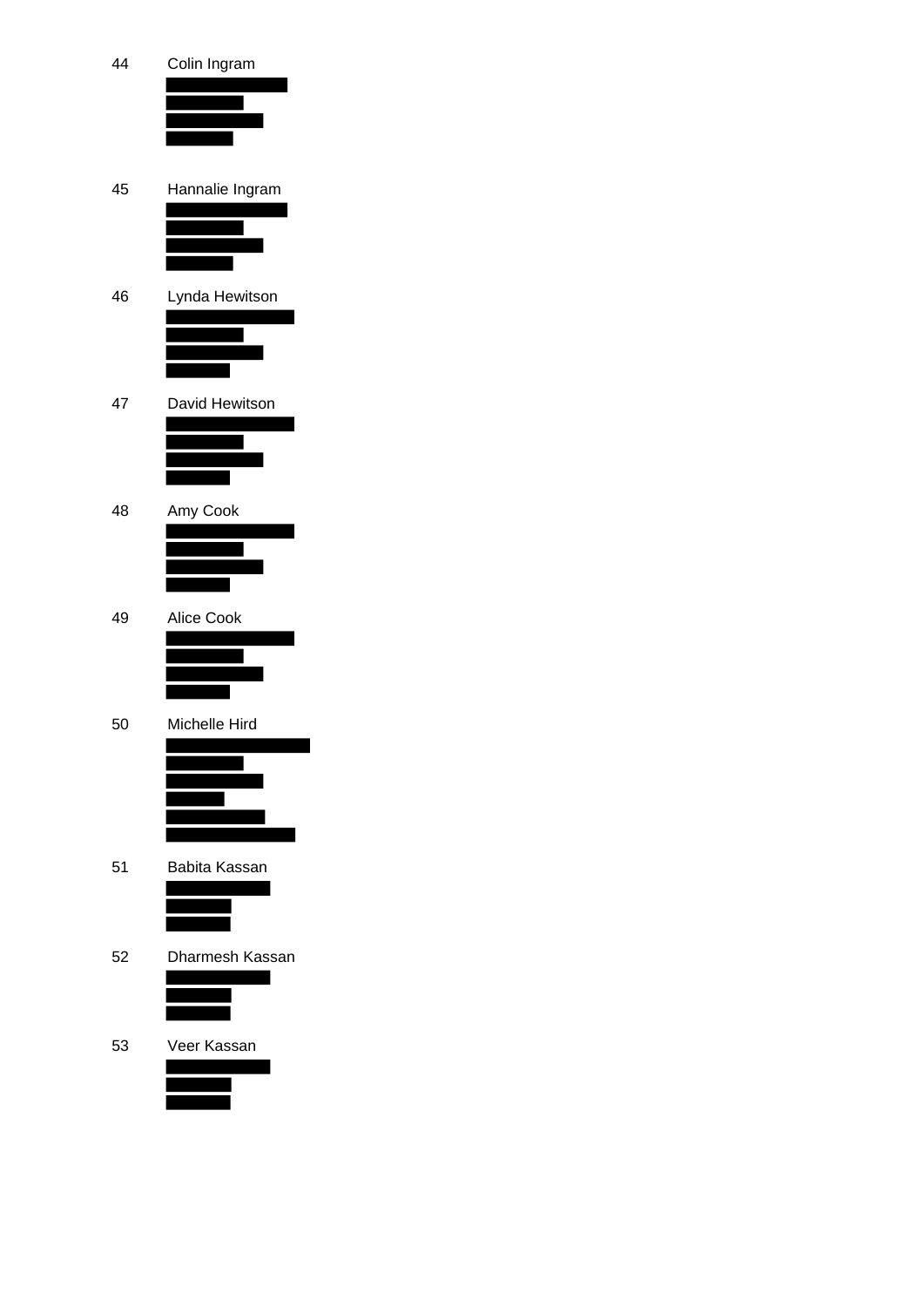44 Colin Ingram

45 Hannalie Ingram

46 Lynda Hewitson

47 David Hewitson

48 Amy Cook

49 Alice Cook

50 Michelle Hird

51 Babita Kassan

52 Dharmesh Kassan

53 Veer Kassan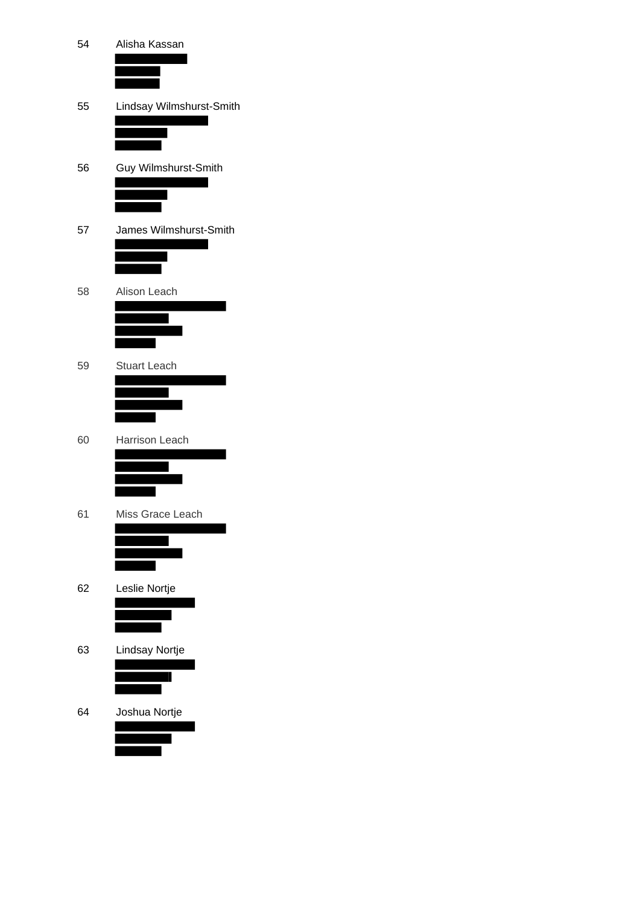54 Alisha Kassan

55 Lindsay Wilmshurst-Smith

56 Guy Wilmshurst-Smith

57 James Wilmshurst-Smith

58 Alison Leach

59 Stuart Leach

60 Harrison Leach

61 Miss Grace Leach

62 Leslie Nortje

63 Lindsay Nortje

64 Joshua Nortje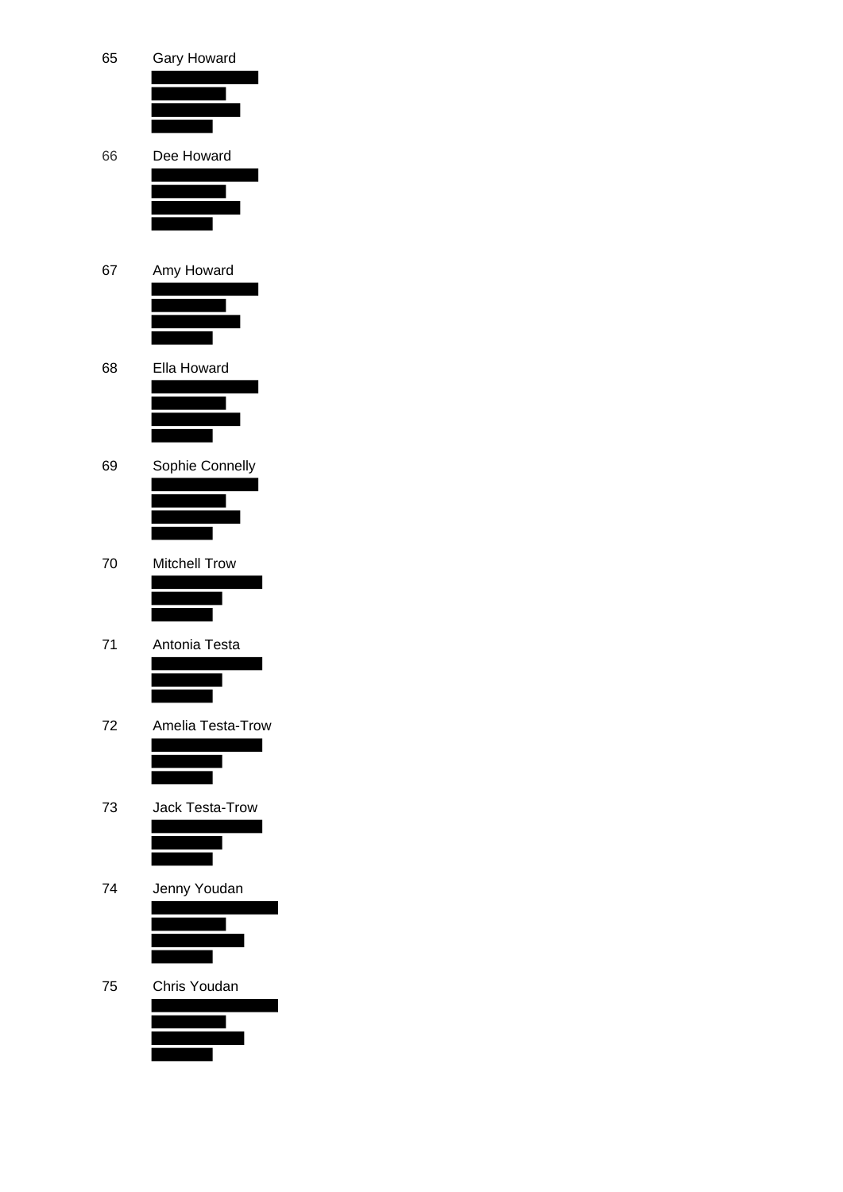65 Gary Howard

66 Dee Howard

67 Amy Howard

68 Ella Howard

69 Sophie Connelly

70 Mitchell Trow

71 Antonia Testa

72 Amelia Testa-Trow

73 Jack Testa-Trow

74 Jenny Youdan

75 Chris Youdan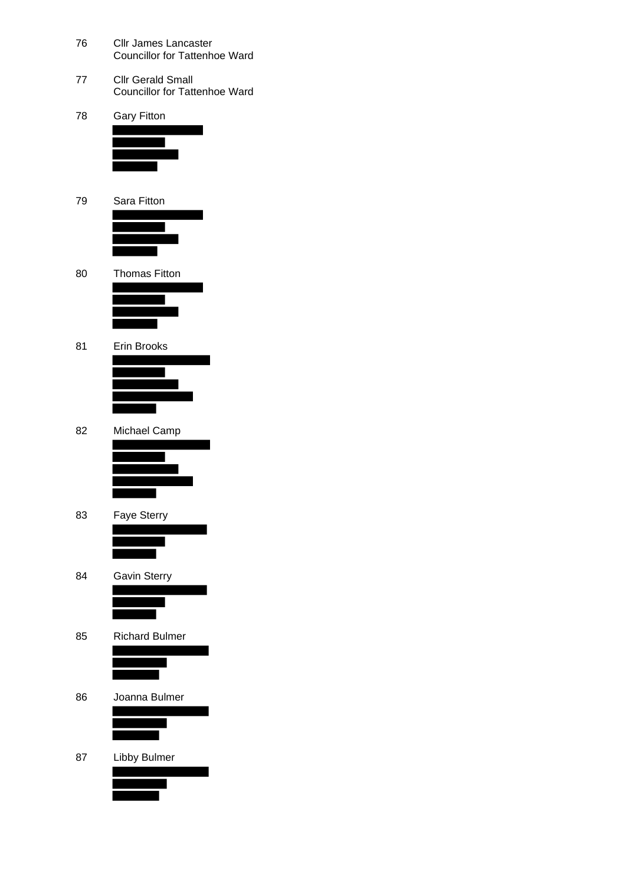76 Cllr James Lancaster
Councillor for Tattenhoe Ward

77 Cllr Gerald Small
Councillor for Tattenhoe Ward

78 Gary Fitton

79 Sara Fitton

80 Thomas Fitton

81 Erin Brooks

82 Michael Camp

83 Faye Sterry

84 Gavin Sterry

85 Richard Bulmer

86 Joanna Bulmer

87 Libby Bulmer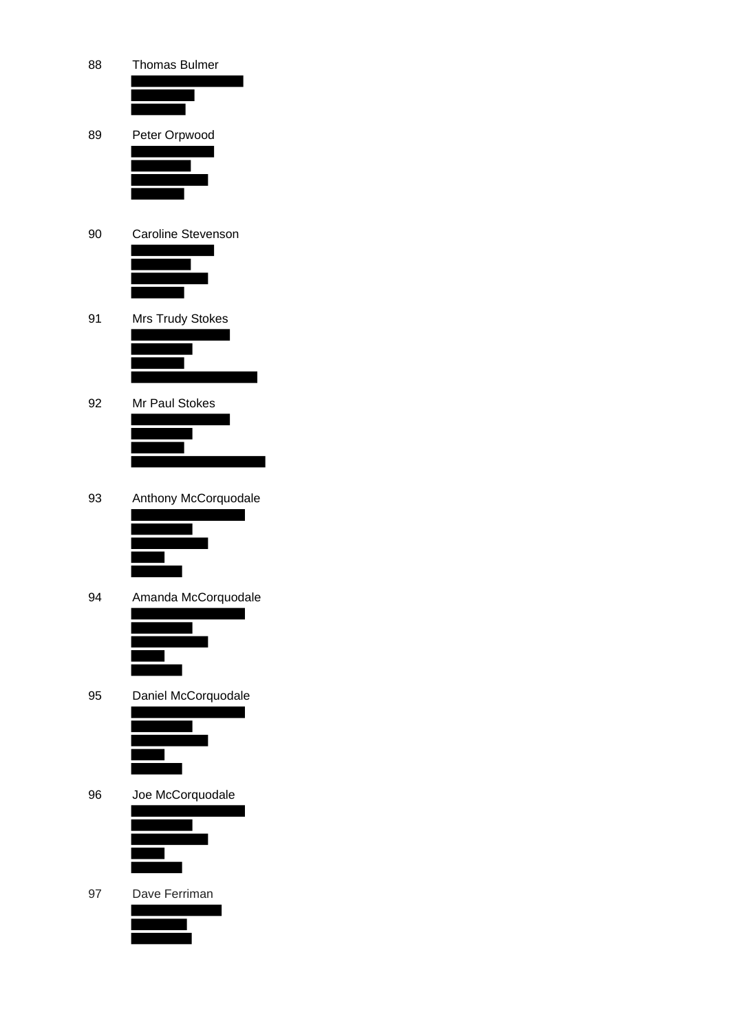88 Thomas Bulmer

89 Peter Orpwood

90 Caroline Stevenson

91 Mrs Trudy Stokes

92 Mr Paul Stokes

93 Anthony McCorquodale

94 Amanda McCorquodale

95 Daniel McCorquodale

96 Joe McCorquodale

97 Dave Ferriman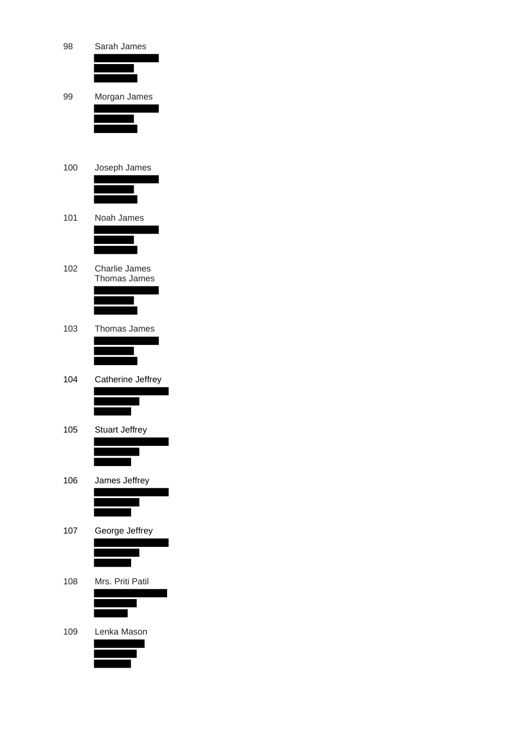98 Sarah James

99 Morgan James

100 Joseph James

101 Noah James

102 Charlie James
Thomas James

103 Thomas James

104 Catherine Jeffrey

105 Stuart Jeffrey

106 James Jeffrey

107 George Jeffrey

108 Mrs. Priti Patil

109 Lenka Mason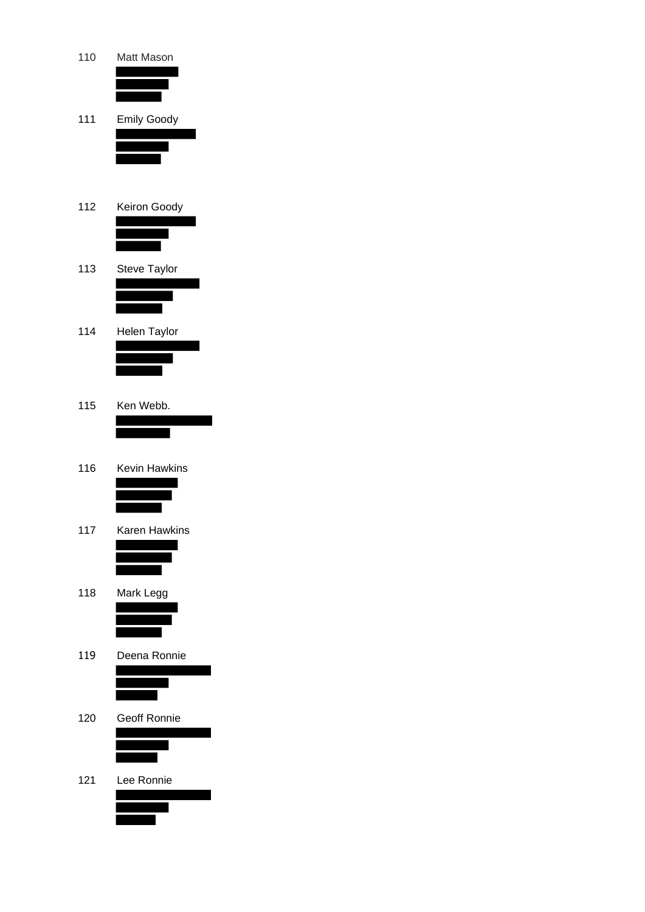110 Matt Mason

111 Emily Goody

112 Keiron Goody

113 Steve Taylor

114 Helen Taylor

115 Ken Webb.

116 Kevin Hawkins

117 Karen Hawkins

118 Mark Legg

119 Deena Ronnie

120 Geoff Ronnie

121 Lee Ronnie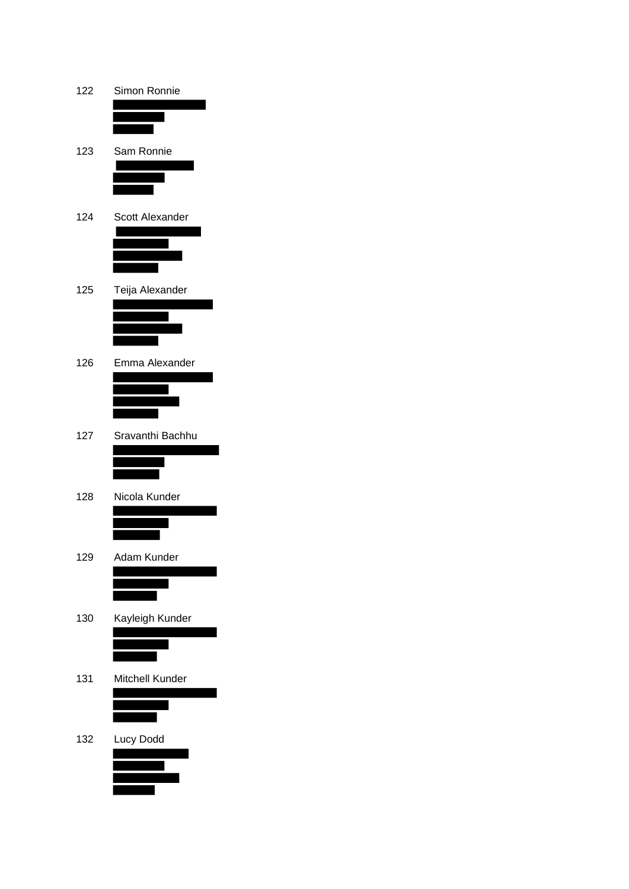122 Simon Ronnie

123 Sam Ronnie

124 Scott Alexander

125 Teija Alexander

126 Emma Alexander

127 Sravanthi Bachhu

128 Nicola Kunder

129 Adam Kunder

130 Kayleigh Kunder

131 Mitchell Kunder

132 Lucy Dodd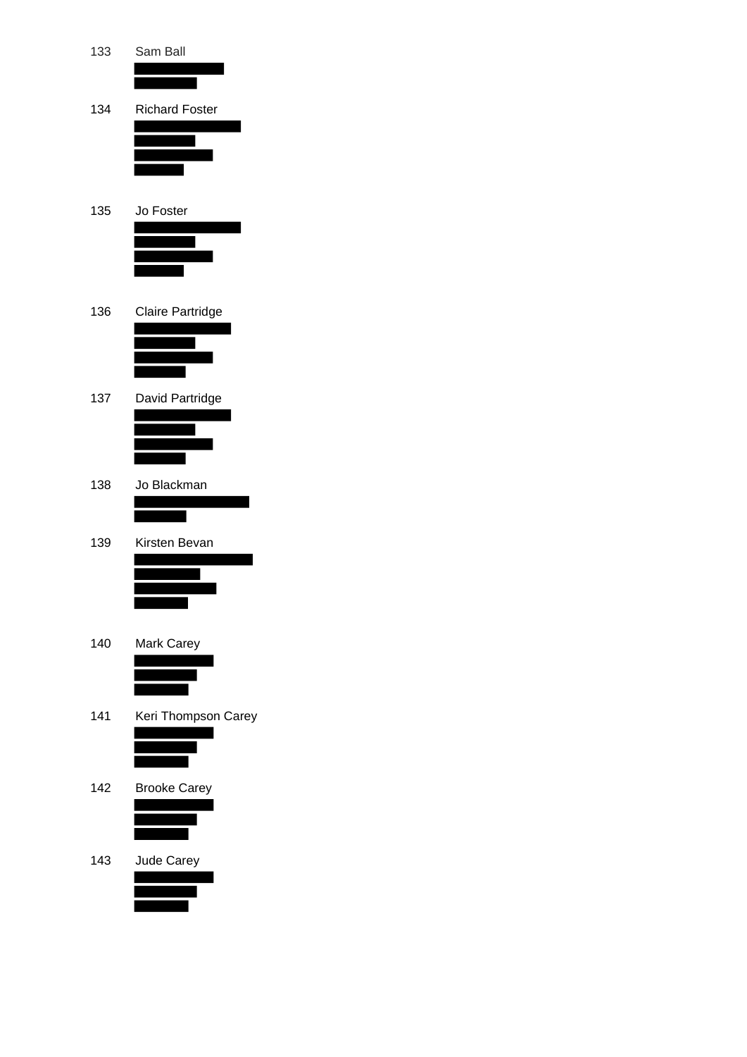133 Sam Ball

134 Richard Foster

135 Jo Foster

136 Claire Partridge

137 David Partridge

138 Jo Blackman

139 Kirsten Bevan

140 Mark Carey

141 Keri Thompson Carey

142 Brooke Carey

143 Jude Carey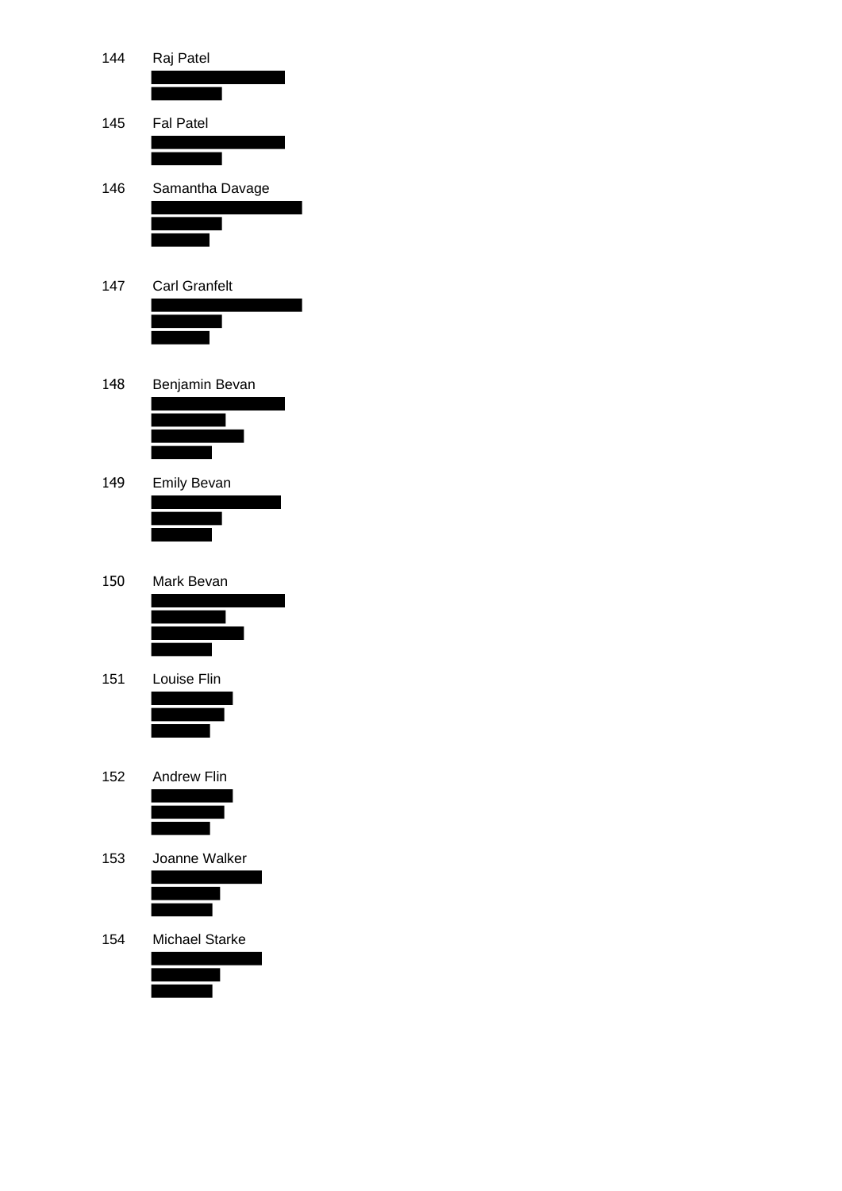144 Raj Patel

145 Fal Patel

146 Samantha Davage

147 Carl Granfelt

148 Benjamin Bevan

149 Emily Bevan

150 Mark Bevan

151 Louise Flin

152 Andrew Flin

153 Joanne Walker

154 Michael Starke